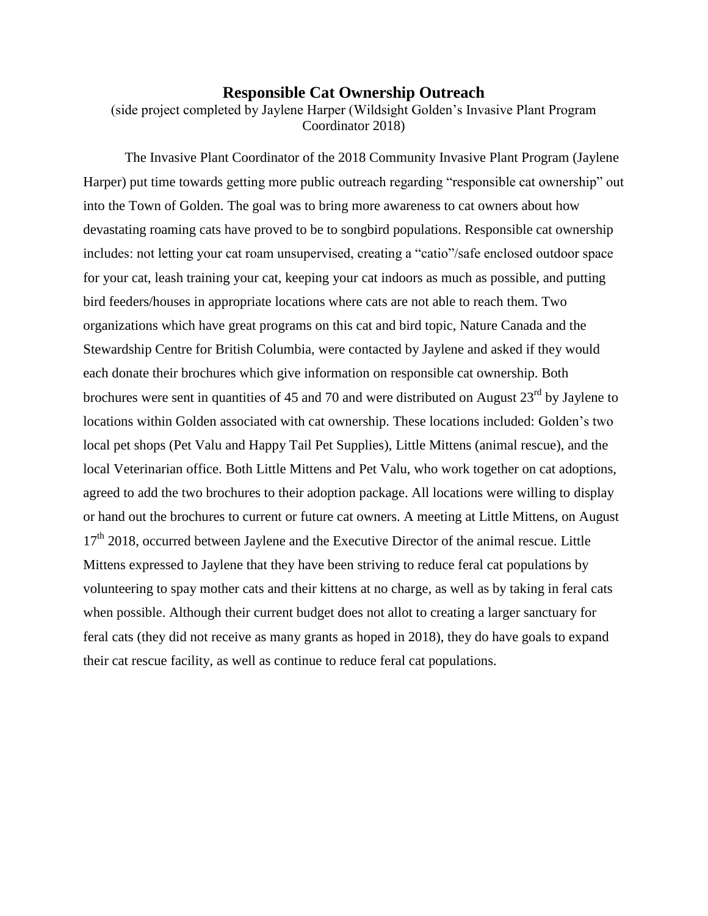# Responsible Cat Ownership Outreach

(side project completed by Jaylene Harper (Wildsight Golden's Invasive Plant Program Coordinator 2018)

The Invasive Plant Coordinator of the 2018 Community Invasive Plant Program (Jaylene Harper) put time towards getting more public outreach regarding "responsible cat ownership" out into the Town of Golden. The goal was to bring more awareness to cat owners about how devastating roaming cats have proved to be to songbird populations. Responsible cat ownership includes: not letting your cat roam unsupervised, creating a "catio"/safe enclosed outdoor space for your cat, leash training your cat, keeping your cat indoors as much as possible, and putting bird feeders/houses in appropriate locations where cats are not able to reach them. Two organizations which have great programs on this cat and bird topic, Nature Canada and the Stewardship Centre for British Columbia, were contacted by Jaylene and asked if they would each donate their brochures which give information on responsible cat ownership. Both brochures were sent in quantities of 45 and 70 and were distributed on August 23rd by Jaylene to locations within Golden associated with cat ownership. These locations included: Golden's two local pet shops (Pet Valu and Happy Tail Pet Supplies), Little Mittens (animal rescue), and the local Veterinarian office. Both Little Mittens and Pet Valu, who work together on cat adoptions, agreed to add the two brochures to their adoption package. All locations were willing to display or hand out the brochures to current or future cat owners. A meeting at Little Mittens, on August 17th 2018, occurred between Jaylene and the Executive Director of the animal rescue. Little Mittens expressed to Jaylene that they have been striving to reduce feral cat populations by volunteering to spay mother cats and their kittens at no charge, as well as by taking in feral cats when possible. Although their current budget does not allot to creating a larger sanctuary for feral cats (they did not receive as many grants as hoped in 2018), they do have goals to expand their cat rescue facility, as well as continue to reduce feral cat populations.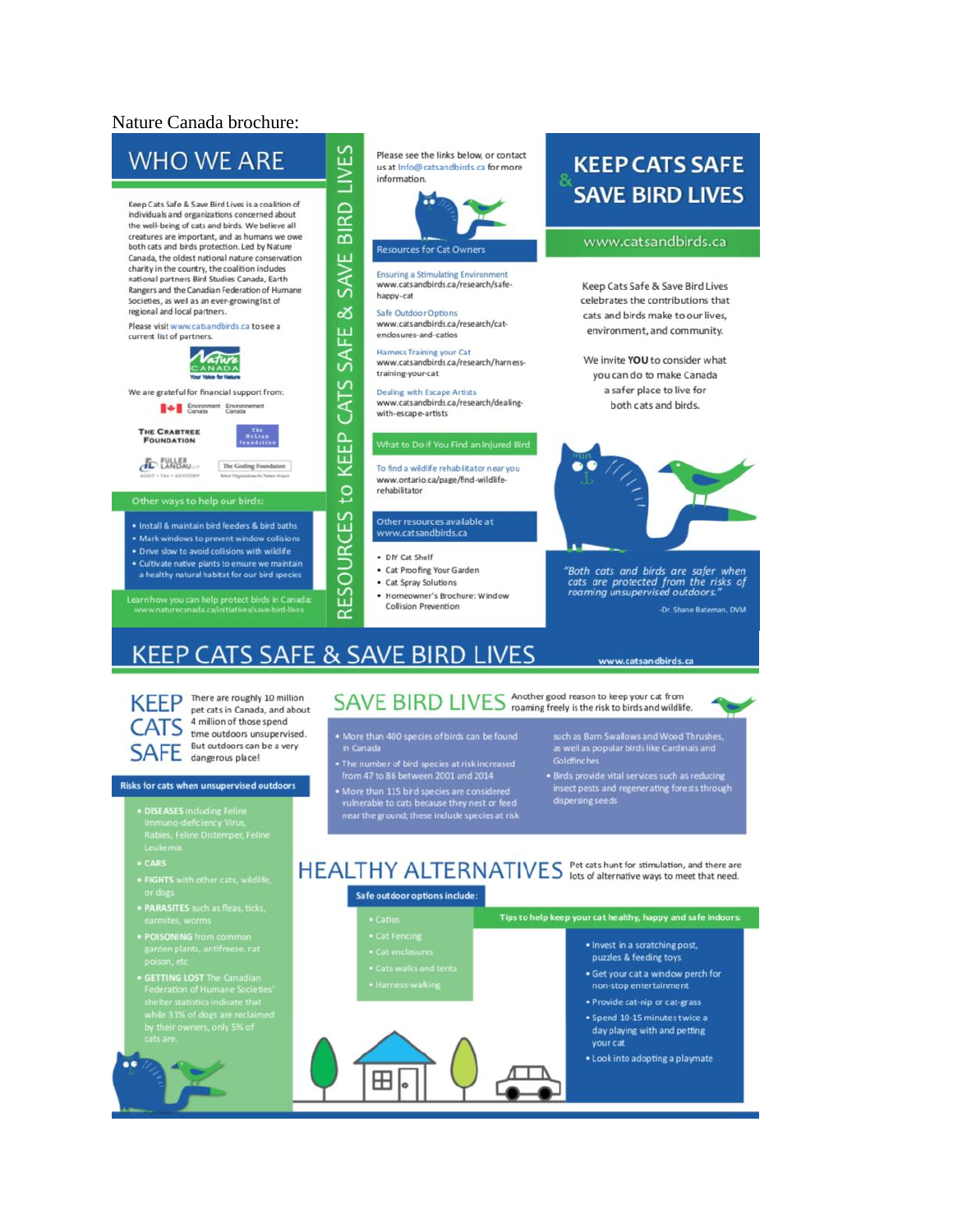Nature Canada brochure:

## WHO WE ARE

Keep Cats Safe & Save Bird Lives is a coalition of individuals and organizations concerned about the well-being of cats and birds. We believe all creatures are important, and as humans we owe both cats and birds protection. Led by Nature Canada, the oldest national nature conservation charity in the country, the coalition includes national partners Bird Studies Canada, Earth Rangers and the Canadian Federation of Humane Societies, as well as an ever-growing list of regional and local partners.

Please visit www.catsandbirds.ca to see a current list of partners.

Nature Canada — Your Voice for Nature

We are grateful for financial support from:

Environment Canada / Environnement Canada

The Crabtree Foundation

The McLean Foundation

Fuller Landau

The Gosling Foundation

### Other ways to help our birds:

- Install & maintain bird feeders & bird baths
- Mark windows to prevent window collisions
- Drive slow to avoid collisions with wildlife
- Cultivate native plants to ensure we maintain a healthy natural habitat for our bird species

Learn how you can help protect birds in Canada: www.naturecanada.ca/initiatives/save-bird-lives

## RESOURCES to KEEP CATS SAFE & SAVE BIRD LIVES

Please see the links below, or contact us at Info@catsandbirds.ca for more information.

### Resources for Cat Owners

Ensuring a Stimulating Environment
www.catsandbirds.ca/research/safe-happy-cat

Safe Outdoor Options
www.catsandbirds.ca/research/cat-enclosures-and-catios

Harness Training your Cat
www.catsandbirds.ca/research/harness-training-your-cat

Dealing with Escape Artists
www.catsandbirds.ca/research/dealing-with-escape-artists

### What to Do if You Find an Injured Bird

To find a wildlife rehabilitator near you
www.ontario.ca/page/find-wildlife-rehabilitator

### Other resources available at www.catsandbirds.ca

- DIY Cat Shelf
- Cat Proofing Your Garden
- Cat Spray Solutions
- Homeowner's Brochure: Window Collision Prevention

## KEEP CATS SAFE & SAVE BIRD LIVES

www.catsandbirds.ca

Keep Cats Safe & Save Bird Lives celebrates the contributions that cats and birds make to our lives, environment, and community.

We invite **YOU** to consider what you can do to make Canada a safer place to live for both cats and birds.

*"Both cats and birds are safer when cats are protected from the risks of roaming unsupervised outdoors."*

-Dr. Shane Bateman, DVM

# KEEP CATS SAFE & SAVE BIRD LIVES

www.catsandbirds.ca

## KEEP CATS SAFE

There are roughly 10 million pet cats in Canada, and about 4 million of those spend time outdoors unsupervised. But outdoors can be a very dangerous place!

### Risks for cats when unsupervised outdoors

- **DISEASES** including Feline Immuno-deficiency Virus, Rabies, Feline Distemper, Feline Leukemia
- **CARS**
- **FIGHTS** with other cats, wildlife, or dogs
- **PARASITES** such as fleas, ticks, earmites, worms
- **POISONING** from common garden plants, antifreeze, rat poison, etc
- **GETTING LOST** The Canadian Federation of Humane Societies' shelter statistics indicate that while 31% of dogs are reclaimed by their owners, only 5% of cats are.

## SAVE BIRD LIVES

Another good reason to keep your cat from roaming freely is the risk to birds and wildlife.

- More than 400 species of birds can be found in Canada
- The number of bird species at risk increased from 47 to 86 between 2001 and 2014
- More than 115 bird species are considered vulnerable to cats because they nest or feed near the ground; these include species at risk such as Barn Swallows and Wood Thrushes, as well as popular birds like Cardinals and Goldfinches
- Birds provide vital services such as reducing insect pests and regenerating forests through dispersing seeds

## HEALTHY ALTERNATIVES

Pet cats hunt for stimulation, and there are lots of alternative ways to meet that need.

### Safe outdoor options include:

- Catios
- Cat Fencing
- Cat enclosures
- Cats walks and tents
- Harness-walking

### Tips to help keep your cat healthy, happy and safe indoors:

- Invest in a scratching post, puzzles & feeding toys
- Get your cat a window perch for non-stop entertainment
- Provide cat-nip or cat-grass
- Spend 10-15 minutes twice a day playing with and petting your cat
- Look into adopting a playmate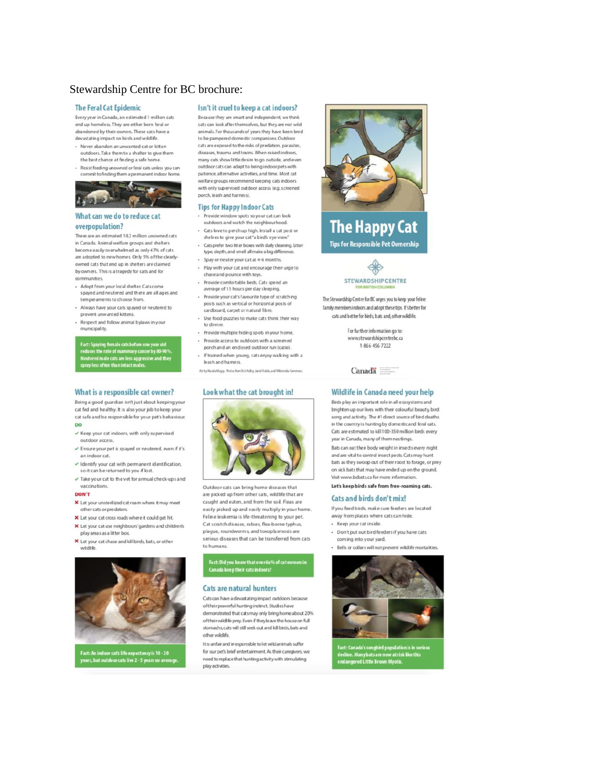Stewardship Centre for BC brochure:

## The Feral Cat Epidemic

Every year in Canada, an estimated 1 million cats end up homeless. They are either born feral or abandoned by their owners. These cats have a devastating impact on birds and wildlife.

- Never abandon an unwanted cat or kitten outdoors. Take them to a shelter to give them the best chance at finding a safe home.
- Resist feeding unowned or feral cats unless you can commit to finding them a permanent indoor home.

## What can we do to reduce cat overpopulation?

There are an estimated 10.2 million unowned cats in Canada. Animal welfare groups and shelters become easily overwhelmed as only 47% of cats are adopted to new homes. Only 5% of the clearly-owned cats that end up in shelters are claimed by owners. This is a tragedy for cats and for communities.

- Adopt from your local shelter. Cats come spayed and neutered and there are all ages and temperaments to choose from.
- Always have your cats spayed or neutered to prevent unwanted kittens.
- Respect and follow animal bylaws in your municipality.

**Fact: Spaying female cats before one year old reduces the rate of mammary cancer by 80-90%. Neutered male cats are less aggressive and they spray less often than intact males.**

## Isn't it cruel to keep a cat indoors?

Because they are smart and independent, we think cats can look after themselves, but they are not wild animals. For thousands of years they have been bred to be pampered domestic companions. Outdoor cats are exposed to the risks of predation, parasites, diseases, trauma and toxins. When raised indoors, many cats show little desire to go outside, and even outdoor cats can adapt to being indoor pets with patience, alternative activities, and time. Most cat welfare groups recommend keeping cats indoors with only supervised outdoor access (e.g. screened porch, leash and harness).

## Tips for Happy Indoor Cats

- Provide window spots so your cat can look outdoors and watch the neighbourhood.
- Cats love to perch up high. Install a cat post or shelves to give your cat "a bird's eye view."
- Cats prefer two litter boxes with daily cleaning. Litter type, depth, and smell all make a big difference.
- Spay or neuter your cat at 4-6 months.
- Play with your cat and encourage their urge to chase and pounce with toys.
- Provide comfortable beds. Cats spend an average of 15 hours per day sleeping.
- Provide your cat's favourite type of scratching posts such as vertical or horizontal posts of cardboard, carpet or natural fibre.
- Use food puzzles to make cats think their way to dinner.
- Provide multiple hiding spots in your home.
- Provide access to outdoors with a screened porch and an enclosed outdoor run (catio).
- If trained when young, cats enjoy walking with a leash and harness.

Art by Nadia Mapp. Photos from Ted Adley, Jared Hobbs, and Wikimedia Commons.

# The Happy Cat

### Tips for Responsible Pet Ownership

STEWARDSHIP CENTRE FOR BRITISH COLUMBIA

The Stewardship Centre for BC urges you to keep your feline family members indoors and adopt these tips. It's better for cats and better for birds, bats and, other wildlife.

For further information go to:
www.stewardshipcentrebc.ca
1-866-456-7222

Canada

## What is a responsible cat owner?

Being a good guardian isn't just about keeping your cat fed and healthy. It is also your job to keep your cat safe and be responsible for your pet's behaviour.

**DO**

- ✓ Keep your cat indoors, with only supervised outdoor access.
- ✓ Ensure your pet is spayed or neutered, even if it's an indoor cat.
- ✓ Identify your cat with permanent identification, so it can be returned to you if lost.
- ✓ Take your cat to the vet for annual check-ups and vaccinations.

**DON'T**

- ✗ Let your unsterilized cat roam where it may meet other cats or predators.
- ✗ Let your cat cross roads where it could get hit.
- ✗ Let your cat use neighbours' gardens and children's play areas as a litter box.
- ✗ Let your cat chase and kill birds, bats, or other wildlife.

**Fact: An indoor cat's life expectancy is 10 - 20 years, but outdoor cats live 2 - 5 years on average.**

## Look what the cat brought in!

Outdoor cats can bring home diseases that are picked up from other cats, wildlife that are caught and eaten, and from the soil. Fleas are easily picked up and easily multiply in your home. Feline leukemia is life-threatening to your pet. Cat scratch disease, rabies, flea-borne typhus, plague, roundworms, and toxoplasmosis are serious diseases that can be transferred from cats to humans.

**Fact: Did you know that over 60% of cat owners in Canada keep their cats indoors?**

## Cats are natural hunters

Cats can have a devastating impact outdoors because of their powerful hunting instinct. Studies have demonstrated that cats may only bring home about 20% of their wildlife prey. Even if they leave the house on full stomachs, cats will still seek out and kill birds, bats and other wildlife.

It is unfair and irresponsible to let wild animals suffer for our pet's brief entertainment. As their caregivers, we need to replace that hunting activity with stimulating play activities.

## Wildlife in Canada need your help

Birds play an important role in all ecosystems and brighten up our lives with their colourful beauty, bird song and activity. The #1 direct source of bird deaths in the country is hunting by domestic and feral cats. Cats are estimated to kill 100-350 million birds every year in Canada, many of them nestlings.

Bats can eat their body weight in insects every night and are vital to control insect pests. Cats may hunt bats as they swoop out of their roost to forage, or prey on sick bats that may have ended up on the ground. Visit www.bcbats.ca for more information.

**Let's keep birds safe from free-roaming cats.**

## Cats and birds don't mix!

If you feed birds, make sure feeders are located away from places where cats can hide.

- Keep your cat inside.
- Don't put out bird feeders if you have cats coming into your yard.
- Bells or collars will not prevent wildlife mortalities.

**Fact: Canada's songbird population is in serious decline. Many bats are now at risk like this endangered Little Brown Myotis.**